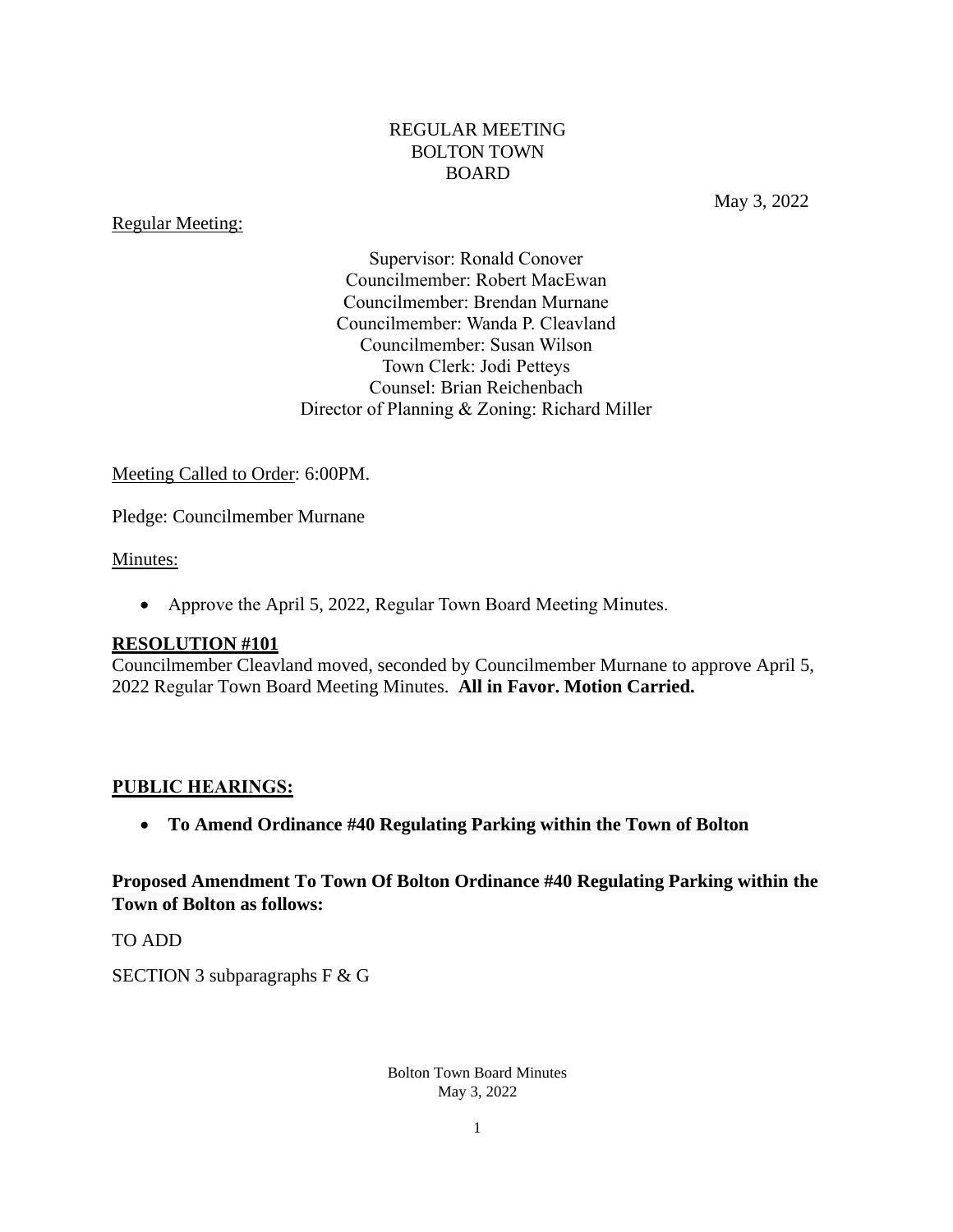# REGULAR MEETING
# BOLTON TOWN BOARD

May 3, 2022

Regular Meeting:

Supervisor: Ronald Conover
Councilmember: Robert MacEwan
Councilmember: Brendan Murnane
Councilmember: Wanda P. Cleavland
Councilmember: Susan Wilson
Town Clerk: Jodi Petteys
Counsel: Brian Reichenbach
Director of Planning & Zoning: Richard Miller

Meeting Called to Order: 6:00PM.

Pledge: Councilmember Murnane

Minutes:

- Approve the April 5, 2022, Regular Town Board Meeting Minutes.

**RESOLUTION #101**

Councilmember Cleavland moved, seconded by Councilmember Murnane to approve April 5, 2022 Regular Town Board Meeting Minutes. **All in Favor. Motion Carried.**

**PUBLIC HEARINGS:**

- **To Amend Ordinance #40 Regulating Parking within the Town of Bolton**

**Proposed Amendment To Town Of Bolton Ordinance #40 Regulating Parking within the Town of Bolton as follows:**

TO ADD

SECTION 3 subparagraphs F & G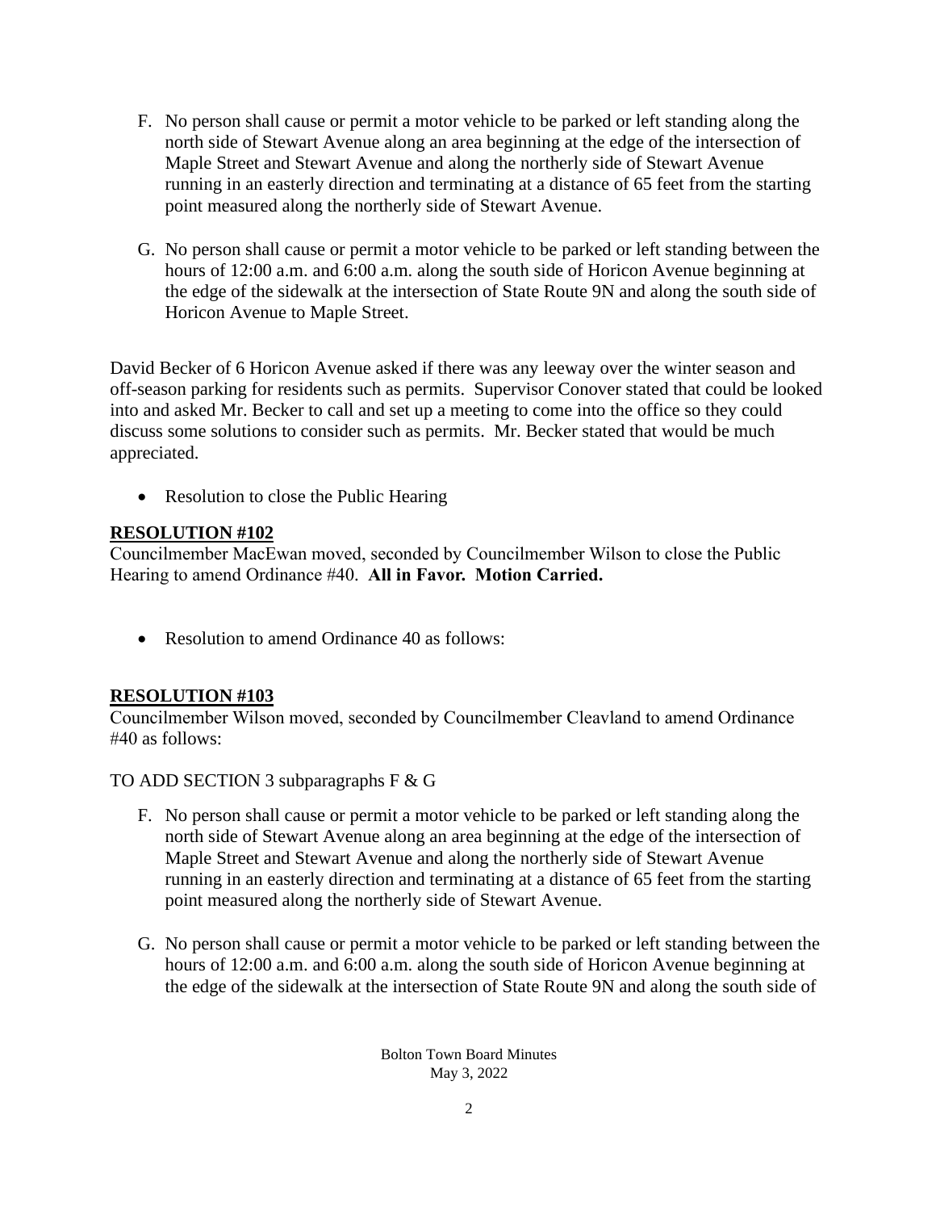F. No person shall cause or permit a motor vehicle to be parked or left standing along the north side of Stewart Avenue along an area beginning at the edge of the intersection of Maple Street and Stewart Avenue and along the northerly side of Stewart Avenue running in an easterly direction and terminating at a distance of 65 feet from the starting point measured along the northerly side of Stewart Avenue.

G. No person shall cause or permit a motor vehicle to be parked or left standing between the hours of 12:00 a.m. and 6:00 a.m. along the south side of Horicon Avenue beginning at the edge of the sidewalk at the intersection of State Route 9N and along the south side of Horicon Avenue to Maple Street.

David Becker of 6 Horicon Avenue asked if there was any leeway over the winter season and off-season parking for residents such as permits. Supervisor Conover stated that could be looked into and asked Mr. Becker to call and set up a meeting to come into the office so they could discuss some solutions to consider such as permits. Mr. Becker stated that would be much appreciated.

- Resolution to close the Public Hearing

**RESOLUTION #102**

Councilmember MacEwan moved, seconded by Councilmember Wilson to close the Public Hearing to amend Ordinance #40. **All in Favor. Motion Carried.**

- Resolution to amend Ordinance 40 as follows:

**RESOLUTION #103**

Councilmember Wilson moved, seconded by Councilmember Cleavland to amend Ordinance #40 as follows:

TO ADD SECTION 3 subparagraphs F & G

F. No person shall cause or permit a motor vehicle to be parked or left standing along the north side of Stewart Avenue along an area beginning at the edge of the intersection of Maple Street and Stewart Avenue and along the northerly side of Stewart Avenue running in an easterly direction and terminating at a distance of 65 feet from the starting point measured along the northerly side of Stewart Avenue.

G. No person shall cause or permit a motor vehicle to be parked or left standing between the hours of 12:00 a.m. and 6:00 a.m. along the south side of Horicon Avenue beginning at the edge of the sidewalk at the intersection of State Route 9N and along the south side of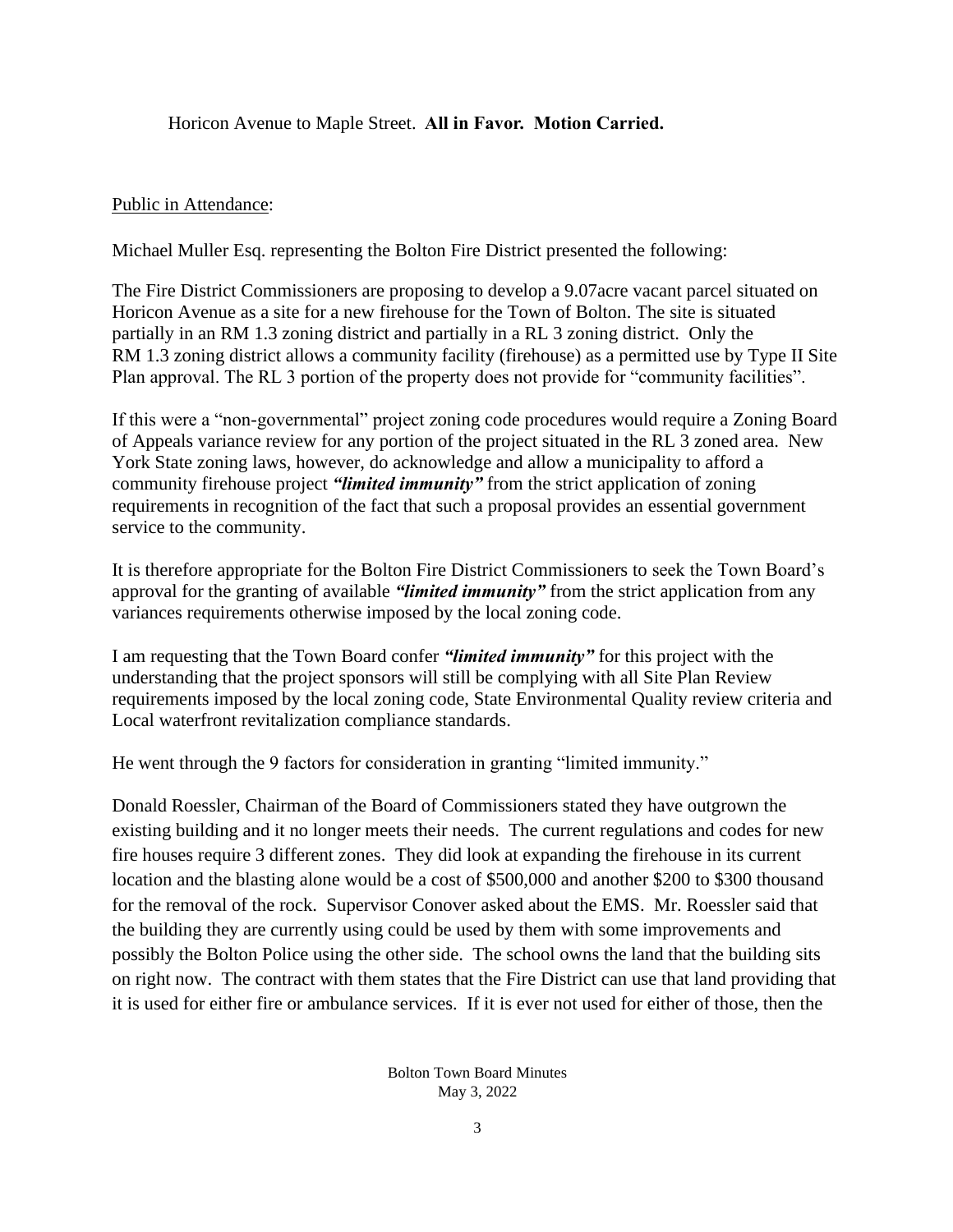Horicon Avenue to Maple Street. **All in Favor. Motion Carried.**

Public in Attendance:

Michael Muller Esq. representing the Bolton Fire District presented the following:

The Fire District Commissioners are proposing to develop a 9.07acre vacant parcel situated on Horicon Avenue as a site for a new firehouse for the Town of Bolton. The site is situated partially in an RM 1.3 zoning district and partially in a RL 3 zoning district. Only the RM 1.3 zoning district allows a community facility (firehouse) as a permitted use by Type II Site Plan approval. The RL 3 portion of the property does not provide for "community facilities".

If this were a "non-governmental" project zoning code procedures would require a Zoning Board of Appeals variance review for any portion of the project situated in the RL 3 zoned area. New York State zoning laws, however, do acknowledge and allow a municipality to afford a community firehouse project ***"limited immunity"*** from the strict application of zoning requirements in recognition of the fact that such a proposal provides an essential government service to the community.

It is therefore appropriate for the Bolton Fire District Commissioners to seek the Town Board's approval for the granting of available ***"limited immunity"*** from the strict application from any variances requirements otherwise imposed by the local zoning code.

I am requesting that the Town Board confer ***"limited immunity"*** for this project with the understanding that the project sponsors will still be complying with all Site Plan Review requirements imposed by the local zoning code, State Environmental Quality review criteria and Local waterfront revitalization compliance standards.

He went through the 9 factors for consideration in granting "limited immunity."

Donald Roessler, Chairman of the Board of Commissioners stated they have outgrown the existing building and it no longer meets their needs. The current regulations and codes for new fire houses require 3 different zones. They did look at expanding the firehouse in its current location and the blasting alone would be a cost of $500,000 and another $200 to $300 thousand for the removal of the rock. Supervisor Conover asked about the EMS. Mr. Roessler said that the building they are currently using could be used by them with some improvements and possibly the Bolton Police using the other side. The school owns the land that the building sits on right now. The contract with them states that the Fire District can use that land providing that it is used for either fire or ambulance services. If it is ever not used for either of those, then the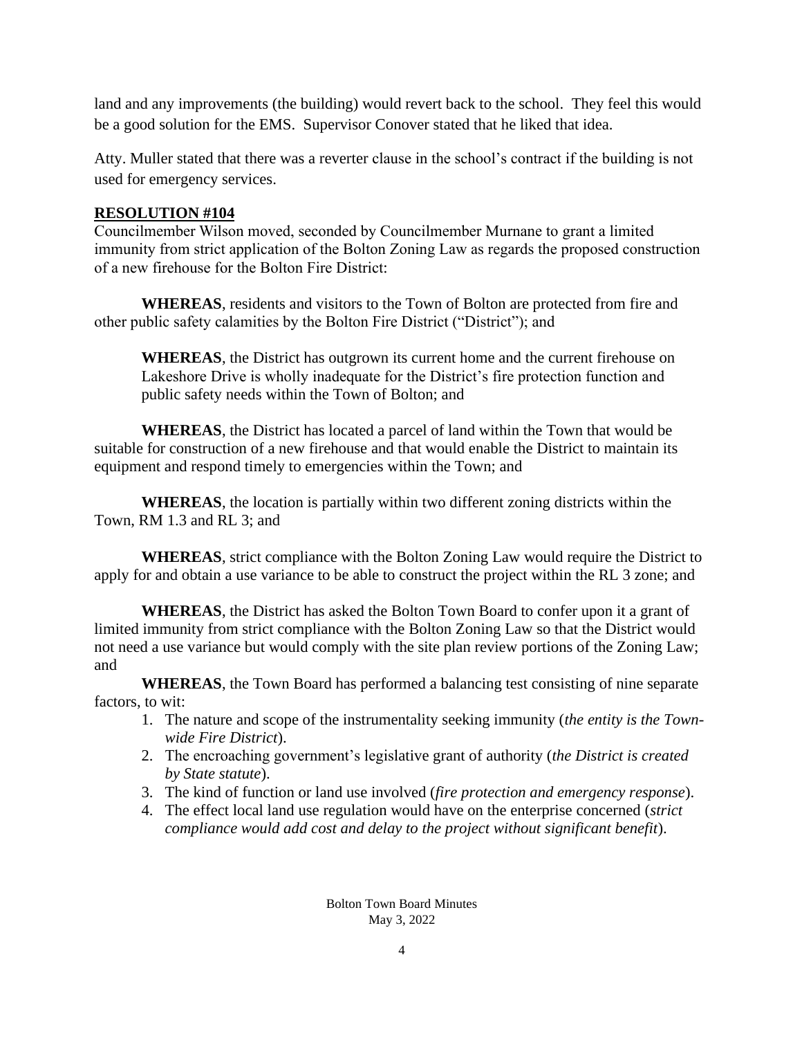land and any improvements (the building) would revert back to the school. They feel this would be a good solution for the EMS. Supervisor Conover stated that he liked that idea.

Atty. Muller stated that there was a reverter clause in the school's contract if the building is not used for emergency services.

**RESOLUTION #104**

Councilmember Wilson moved, seconded by Councilmember Murnane to grant a limited immunity from strict application of the Bolton Zoning Law as regards the proposed construction of a new firehouse for the Bolton Fire District:

**WHEREAS**, residents and visitors to the Town of Bolton are protected from fire and other public safety calamities by the Bolton Fire District ("District"); and

**WHEREAS**, the District has outgrown its current home and the current firehouse on Lakeshore Drive is wholly inadequate for the District's fire protection function and public safety needs within the Town of Bolton; and

**WHEREAS**, the District has located a parcel of land within the Town that would be suitable for construction of a new firehouse and that would enable the District to maintain its equipment and respond timely to emergencies within the Town; and

**WHEREAS**, the location is partially within two different zoning districts within the Town, RM 1.3 and RL 3; and

**WHEREAS**, strict compliance with the Bolton Zoning Law would require the District to apply for and obtain a use variance to be able to construct the project within the RL 3 zone; and

**WHEREAS**, the District has asked the Bolton Town Board to confer upon it a grant of limited immunity from strict compliance with the Bolton Zoning Law so that the District would not need a use variance but would comply with the site plan review portions of the Zoning Law; and

**WHEREAS**, the Town Board has performed a balancing test consisting of nine separate factors, to wit:

1. The nature and scope of the instrumentality seeking immunity (*the entity is the Town-wide Fire District*).
2. The encroaching government's legislative grant of authority (*the District is created by State statute*).
3. The kind of function or land use involved (*fire protection and emergency response*).
4. The effect local land use regulation would have on the enterprise concerned (*strict compliance would add cost and delay to the project without significant benefit*).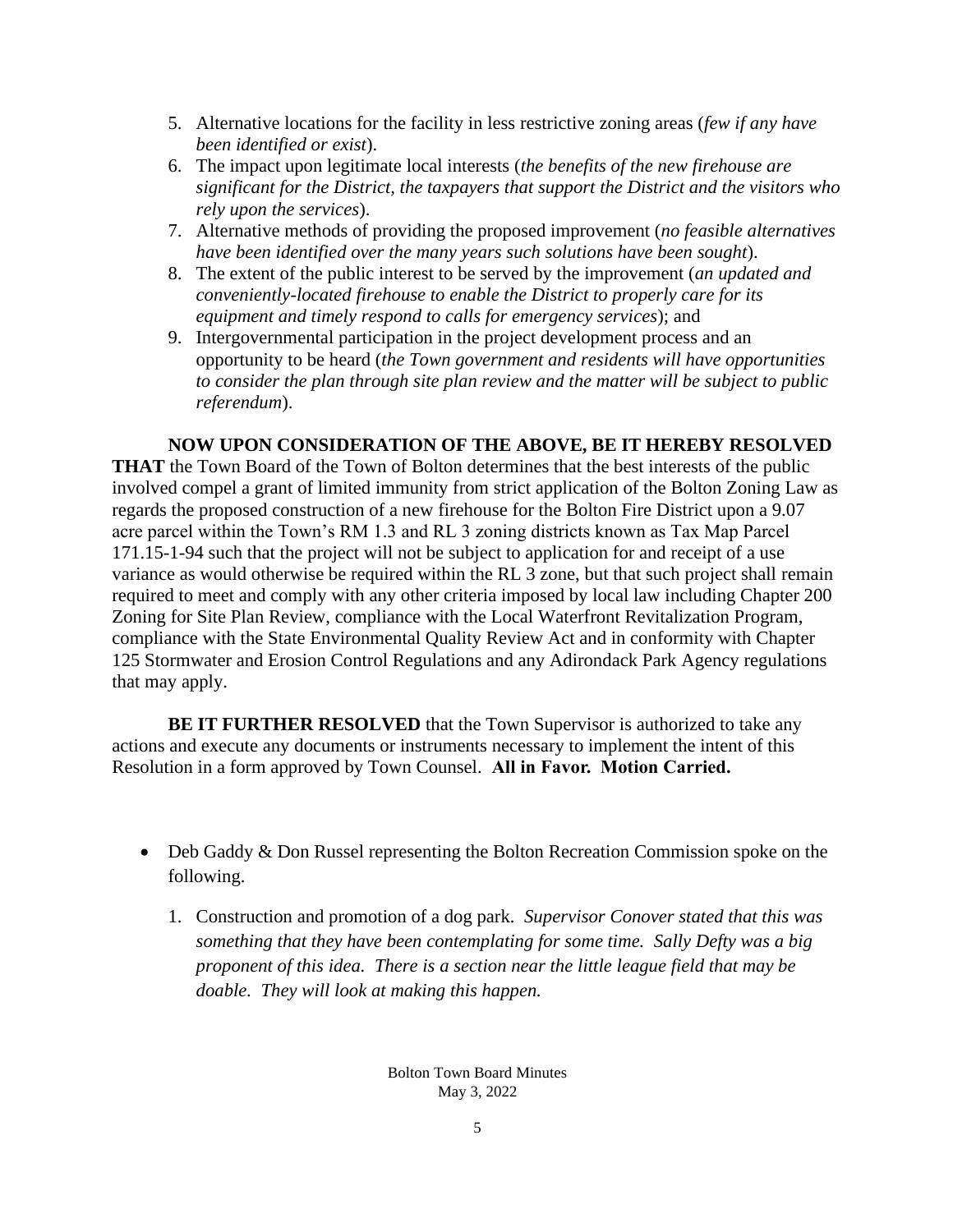5. Alternative locations for the facility in less restrictive zoning areas (*few if any have been identified or exist*).
6. The impact upon legitimate local interests (*the benefits of the new firehouse are significant for the District, the taxpayers that support the District and the visitors who rely upon the services*).
7. Alternative methods of providing the proposed improvement (*no feasible alternatives have been identified over the many years such solutions have been sought*).
8. The extent of the public interest to be served by the improvement (*an updated and conveniently-located firehouse to enable the District to properly care for its equipment and timely respond to calls for emergency services*); and
9. Intergovernmental participation in the project development process and an opportunity to be heard (*the Town government and residents will have opportunities to consider the plan through site plan review and the matter will be subject to public referendum*).

**NOW UPON CONSIDERATION OF THE ABOVE, BE IT HEREBY RESOLVED THAT** the Town Board of the Town of Bolton determines that the best interests of the public involved compel a grant of limited immunity from strict application of the Bolton Zoning Law as regards the proposed construction of a new firehouse for the Bolton Fire District upon a 9.07 acre parcel within the Town's RM 1.3 and RL 3 zoning districts known as Tax Map Parcel 171.15-1-94 such that the project will not be subject to application for and receipt of a use variance as would otherwise be required within the RL 3 zone, but that such project shall remain required to meet and comply with any other criteria imposed by local law including Chapter 200 Zoning for Site Plan Review, compliance with the Local Waterfront Revitalization Program, compliance with the State Environmental Quality Review Act and in conformity with Chapter 125 Stormwater and Erosion Control Regulations and any Adirondack Park Agency regulations that may apply.

**BE IT FURTHER RESOLVED** that the Town Supervisor is authorized to take any actions and execute any documents or instruments necessary to implement the intent of this Resolution in a form approved by Town Counsel. **All in Favor. Motion Carried.**

- Deb Gaddy & Don Russel representing the Bolton Recreation Commission spoke on the following.

  1. Construction and promotion of a dog park. *Supervisor Conover stated that this was something that they have been contemplating for some time. Sally Defty was a big proponent of this idea. There is a section near the little league field that may be doable. They will look at making this happen.*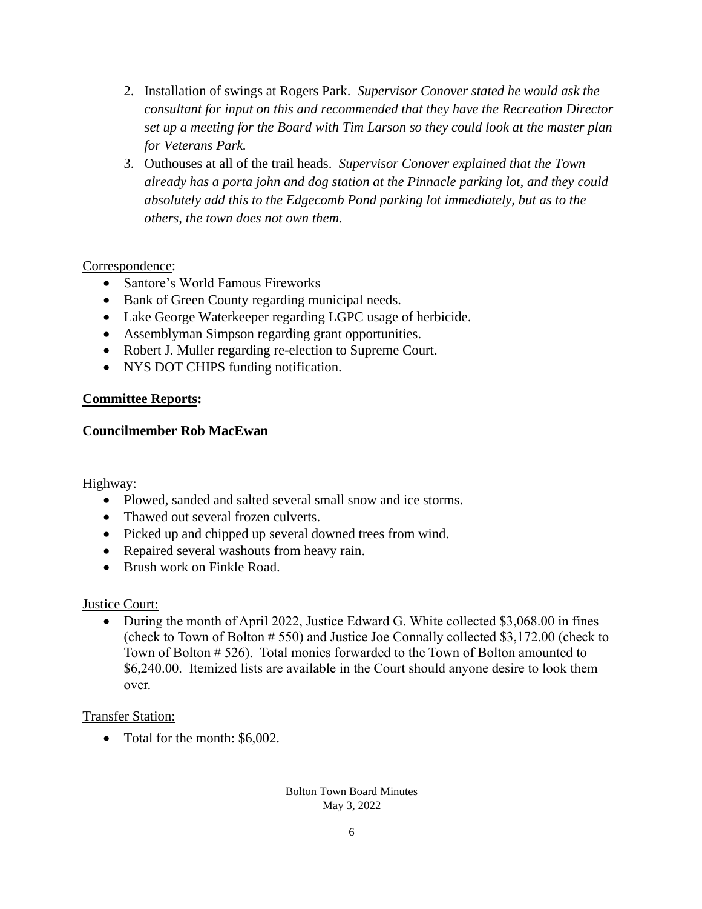2. Installation of swings at Rogers Park. *Supervisor Conover stated he would ask the consultant for input on this and recommended that they have the Recreation Director set up a meeting for the Board with Tim Larson so they could look at the master plan for Veterans Park.*
3. Outhouses at all of the trail heads. *Supervisor Conover explained that the Town already has a porta john and dog station at the Pinnacle parking lot, and they could absolutely add this to the Edgecomb Pond parking lot immediately, but as to the others, the town does not own them.*

<u>Correspondence</u>:

- Santore's World Famous Fireworks
- Bank of Green County regarding municipal needs.
- Lake George Waterkeeper regarding LGPC usage of herbicide.
- Assemblyman Simpson regarding grant opportunities.
- Robert J. Muller regarding re-election to Supreme Court.
- NYS DOT CHIPS funding notification.

**<u>Committee Reports</u>:**

**Councilmember Rob MacEwan**

<u>Highway:</u>

- Plowed, sanded and salted several small snow and ice storms.
- Thawed out several frozen culverts.
- Picked up and chipped up several downed trees from wind.
- Repaired several washouts from heavy rain.
- Brush work on Finkle Road.

<u>Justice Court:</u>

- During the month of April 2022, Justice Edward G. White collected $3,068.00 in fines (check to Town of Bolton # 550) and Justice Joe Connally collected $3,172.00 (check to Town of Bolton # 526). Total monies forwarded to the Town of Bolton amounted to $6,240.00. Itemized lists are available in the Court should anyone desire to look them over.

<u>Transfer Station:</u>

- Total for the month: $6,002.

Bolton Town Board Minutes
May 3, 2022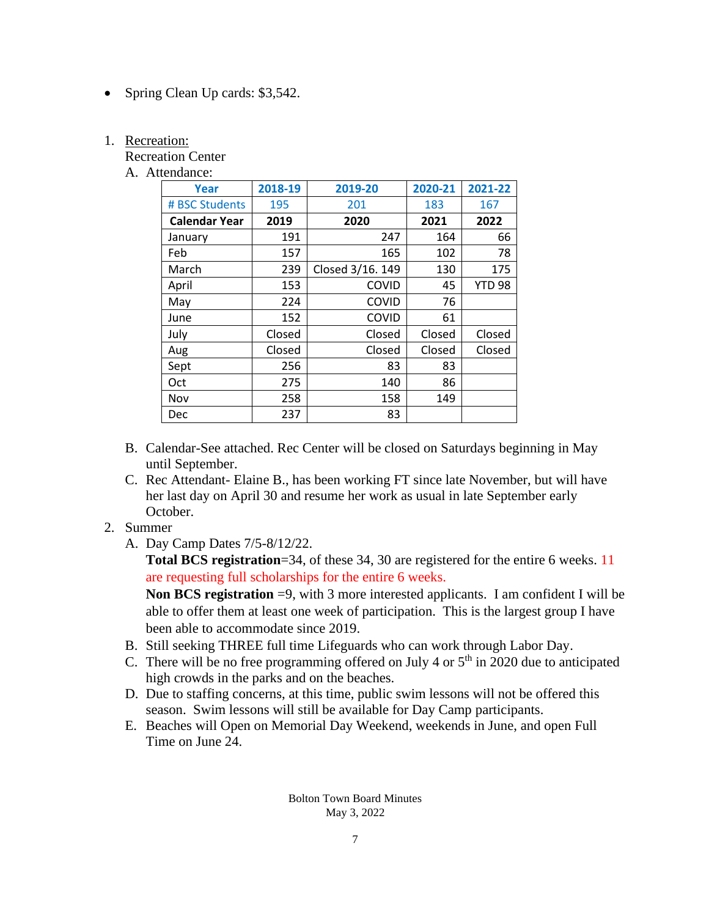- Spring Clean Up cards: $3,542.

1. Recreation:
   Recreation Center
   A. Attendance:

| Year | 2018-19 | 2019-20 | 2020-21 | 2021-22 |
|---|---|---|---|---|
| # BSC Students | 195 | 201 | 183 | 167 |
| **Calendar Year** | **2019** | **2020** | **2021** | **2022** |
| January | 191 | 247 | 164 | 66 |
| Feb | 157 | 165 | 102 | 78 |
| March | 239 | Closed 3/16. 149 | 130 | 175 |
| April | 153 | COVID | 45 | YTD 98 |
| May | 224 | COVID | 76 | |
| June | 152 | COVID | 61 | |
| July | Closed | Closed | Closed | Closed |
| Aug | Closed | Closed | Closed | Closed |
| Sept | 256 | 83 | 83 | |
| Oct | 275 | 140 | 86 | |
| Nov | 258 | 158 | 149 | |
| Dec | 237 | 83 | | |

   B. Calendar-See attached. Rec Center will be closed on Saturdays beginning in May until September.
   C. Rec Attendant- Elaine B., has been working FT since late November, but will have her last day on April 30 and resume her work as usual in late September early October.

2. Summer
   A. Day Camp Dates 7/5-8/12/22.
      **Total BCS registration**=34, of these 34, 30 are registered for the entire 6 weeks. 11 are requesting full scholarships for the entire 6 weeks.
      **Non BCS registration** =9, with 3 more interested applicants. I am confident I will be able to offer them at least one week of participation. This is the largest group I have been able to accommodate since 2019.
   B. Still seeking THREE full time Lifeguards who can work through Labor Day.
   C. There will be no free programming offered on July 4 or 5th in 2020 due to anticipated high crowds in the parks and on the beaches.
   D. Due to staffing concerns, at this time, public swim lessons will not be offered this season. Swim lessons will still be available for Day Camp participants.
   E. Beaches will Open on Memorial Day Weekend, weekends in June, and open Full Time on June 24.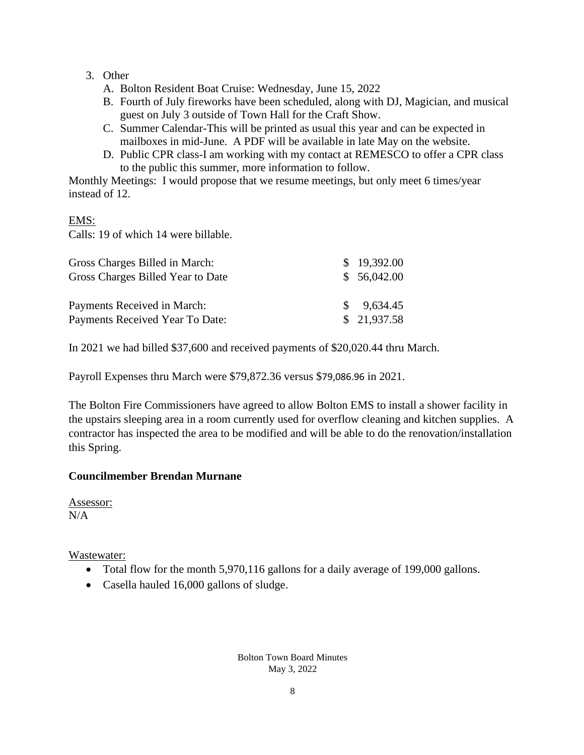3. Other
   A. Bolton Resident Boat Cruise: Wednesday, June 15, 2022
   B. Fourth of July fireworks have been scheduled, along with DJ, Magician, and musical guest on July 3 outside of Town Hall for the Craft Show.
   C. Summer Calendar-This will be printed as usual this year and can be expected in mailboxes in mid-June. A PDF will be available in late May on the website.
   D. Public CPR class-I am working with my contact at REMESCO to offer a CPR class to the public this summer, more information to follow.

Monthly Meetings: I would propose that we resume meetings, but only meet 6 times/year instead of 12.

EMS:
Calls: 19 of which 14 were billable.

| | |
|---|---|
| Gross Charges Billed in March: | $ 19,392.00 |
| Gross Charges Billed Year to Date | $ 56,042.00 |
| | |
| Payments Received in March: | $ 9,634.45 |
| Payments Received Year To Date: | $ 21,937.58 |

In 2021 we had billed $37,600 and received payments of $20,020.44 thru March.

Payroll Expenses thru March were $79,872.36 versus $79,086.96 in 2021.

The Bolton Fire Commissioners have agreed to allow Bolton EMS to install a shower facility in the upstairs sleeping area in a room currently used for overflow cleaning and kitchen supplies. A contractor has inspected the area to be modified and will be able to do the renovation/installation this Spring.

**Councilmember Brendan Murnane**

Assessor:
N/A

Wastewater:

- Total flow for the month 5,970,116 gallons for a daily average of 199,000 gallons.
- Casella hauled 16,000 gallons of sludge.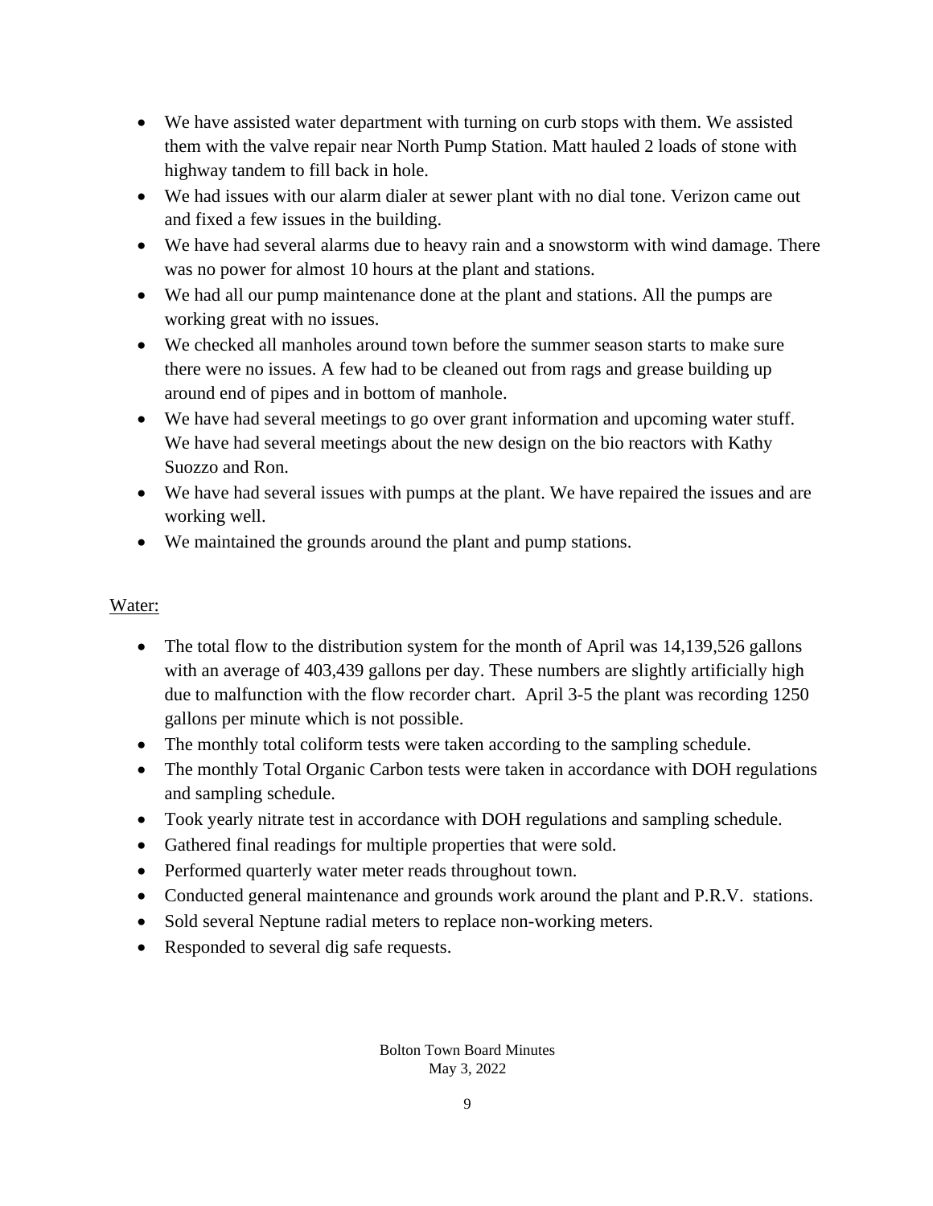- We have assisted water department with turning on curb stops with them. We assisted them with the valve repair near North Pump Station. Matt hauled 2 loads of stone with highway tandem to fill back in hole.
- We had issues with our alarm dialer at sewer plant with no dial tone. Verizon came out and fixed a few issues in the building.
- We have had several alarms due to heavy rain and a snowstorm with wind damage. There was no power for almost 10 hours at the plant and stations.
- We had all our pump maintenance done at the plant and stations. All the pumps are working great with no issues.
- We checked all manholes around town before the summer season starts to make sure there were no issues. A few had to be cleaned out from rags and grease building up around end of pipes and in bottom of manhole.
- We have had several meetings to go over grant information and upcoming water stuff. We have had several meetings about the new design on the bio reactors with Kathy Suozzo and Ron.
- We have had several issues with pumps at the plant. We have repaired the issues and are working well.
- We maintained the grounds around the plant and pump stations.

<u>Water:</u>

- The total flow to the distribution system for the month of April was 14,139,526 gallons with an average of 403,439 gallons per day. These numbers are slightly artificially high due to malfunction with the flow recorder chart. April 3-5 the plant was recording 1250 gallons per minute which is not possible.
- The monthly total coliform tests were taken according to the sampling schedule.
- The monthly Total Organic Carbon tests were taken in accordance with DOH regulations and sampling schedule.
- Took yearly nitrate test in accordance with DOH regulations and sampling schedule.
- Gathered final readings for multiple properties that were sold.
- Performed quarterly water meter reads throughout town.
- Conducted general maintenance and grounds work around the plant and P.R.V. stations.
- Sold several Neptune radial meters to replace non-working meters.
- Responded to several dig safe requests.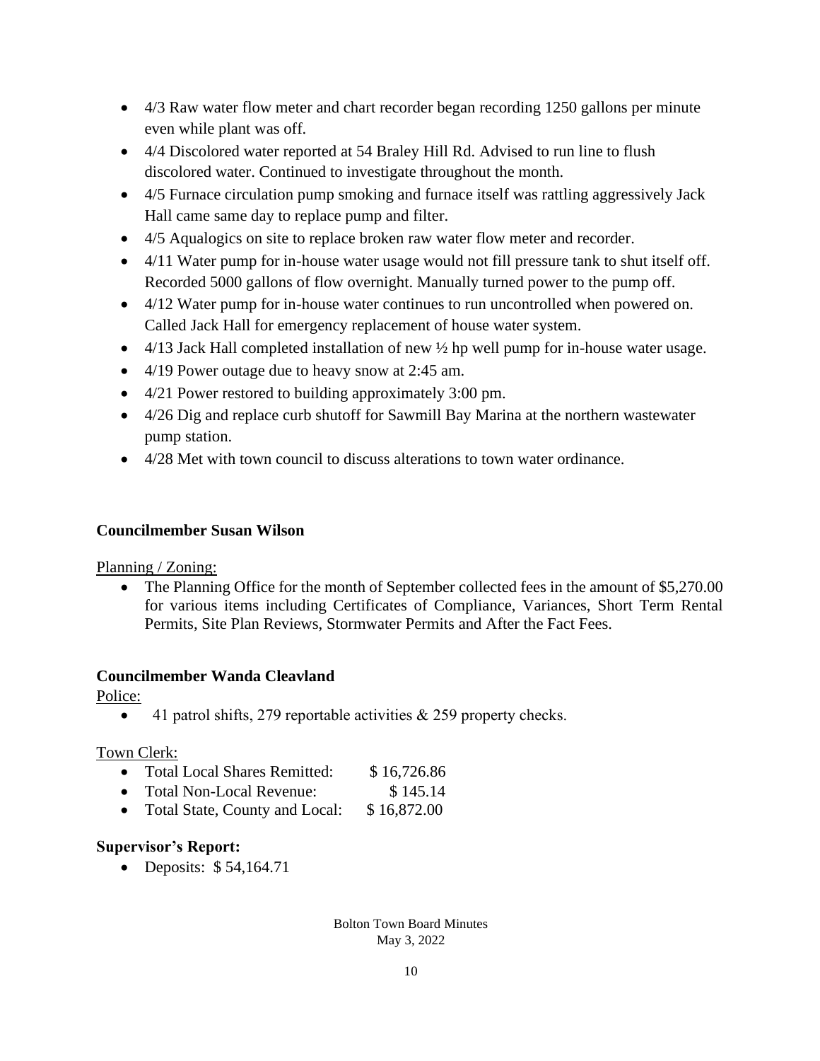- 4/3 Raw water flow meter and chart recorder began recording 1250 gallons per minute even while plant was off.
- 4/4 Discolored water reported at 54 Braley Hill Rd. Advised to run line to flush discolored water. Continued to investigate throughout the month.
- 4/5 Furnace circulation pump smoking and furnace itself was rattling aggressively Jack Hall came same day to replace pump and filter.
- 4/5 Aqualogics on site to replace broken raw water flow meter and recorder.
- 4/11 Water pump for in-house water usage would not fill pressure tank to shut itself off. Recorded 5000 gallons of flow overnight. Manually turned power to the pump off.
- 4/12 Water pump for in-house water continues to run uncontrolled when powered on. Called Jack Hall for emergency replacement of house water system.
- 4/13 Jack Hall completed installation of new ½ hp well pump for in-house water usage.
- 4/19 Power outage due to heavy snow at 2:45 am.
- 4/21 Power restored to building approximately 3:00 pm.
- 4/26 Dig and replace curb shutoff for Sawmill Bay Marina at the northern wastewater pump station.
- 4/28 Met with town council to discuss alterations to town water ordinance.

**Councilmember Susan Wilson**

Planning / Zoning:

- The Planning Office for the month of September collected fees in the amount of $5,270.00 for various items including Certificates of Compliance, Variances, Short Term Rental Permits, Site Plan Reviews, Stormwater Permits and After the Fact Fees.

**Councilmember Wanda Cleavland**

Police:

- 41 patrol shifts, 279 reportable activities & 259 property checks.

Town Clerk:

- Total Local Shares Remitted: $ 16,726.86
- Total Non-Local Revenue: $ 145.14
- Total State, County and Local: $ 16,872.00

**Supervisor's Report:**

- Deposits: $ 54,164.71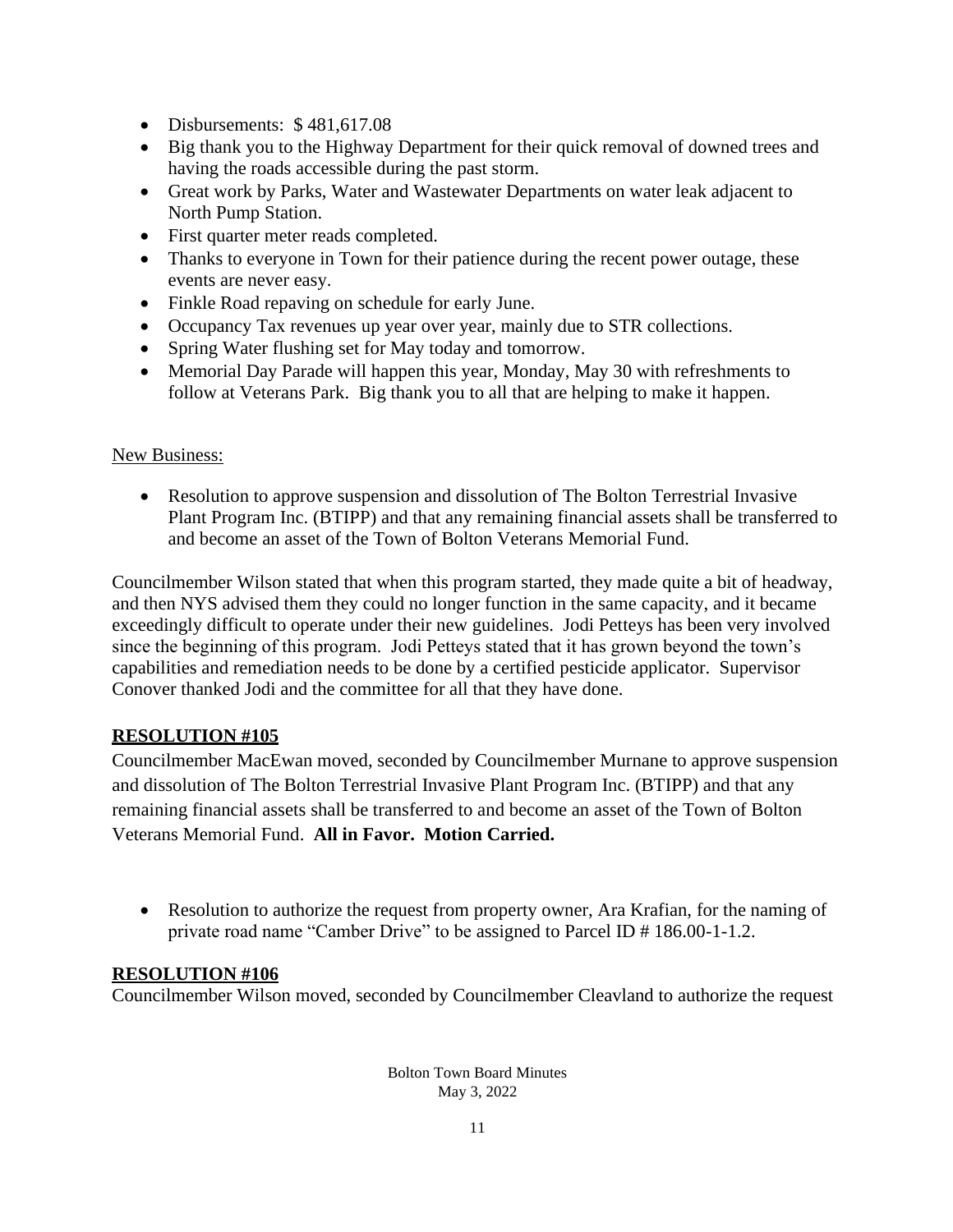- Disbursements: $ 481,617.08
- Big thank you to the Highway Department for their quick removal of downed trees and having the roads accessible during the past storm.
- Great work by Parks, Water and Wastewater Departments on water leak adjacent to North Pump Station.
- First quarter meter reads completed.
- Thanks to everyone in Town for their patience during the recent power outage, these events are never easy.
- Finkle Road repaving on schedule for early June.
- Occupancy Tax revenues up year over year, mainly due to STR collections.
- Spring Water flushing set for May today and tomorrow.
- Memorial Day Parade will happen this year, Monday, May 30 with refreshments to follow at Veterans Park. Big thank you to all that are helping to make it happen.

New Business:

- Resolution to approve suspension and dissolution of The Bolton Terrestrial Invasive Plant Program Inc. (BTIPP) and that any remaining financial assets shall be transferred to and become an asset of the Town of Bolton Veterans Memorial Fund.

Councilmember Wilson stated that when this program started, they made quite a bit of headway, and then NYS advised them they could no longer function in the same capacity, and it became exceedingly difficult to operate under their new guidelines. Jodi Petteys has been very involved since the beginning of this program. Jodi Petteys stated that it has grown beyond the town's capabilities and remediation needs to be done by a certified pesticide applicator. Supervisor Conover thanked Jodi and the committee for all that they have done.

**RESOLUTION #105**

Councilmember MacEwan moved, seconded by Councilmember Murnane to approve suspension and dissolution of The Bolton Terrestrial Invasive Plant Program Inc. (BTIPP) and that any remaining financial assets shall be transferred to and become an asset of the Town of Bolton Veterans Memorial Fund. **All in Favor. Motion Carried.**

- Resolution to authorize the request from property owner, Ara Krafian, for the naming of private road name "Camber Drive" to be assigned to Parcel ID # 186.00-1-1.2.

**RESOLUTION #106**

Councilmember Wilson moved, seconded by Councilmember Cleavland to authorize the request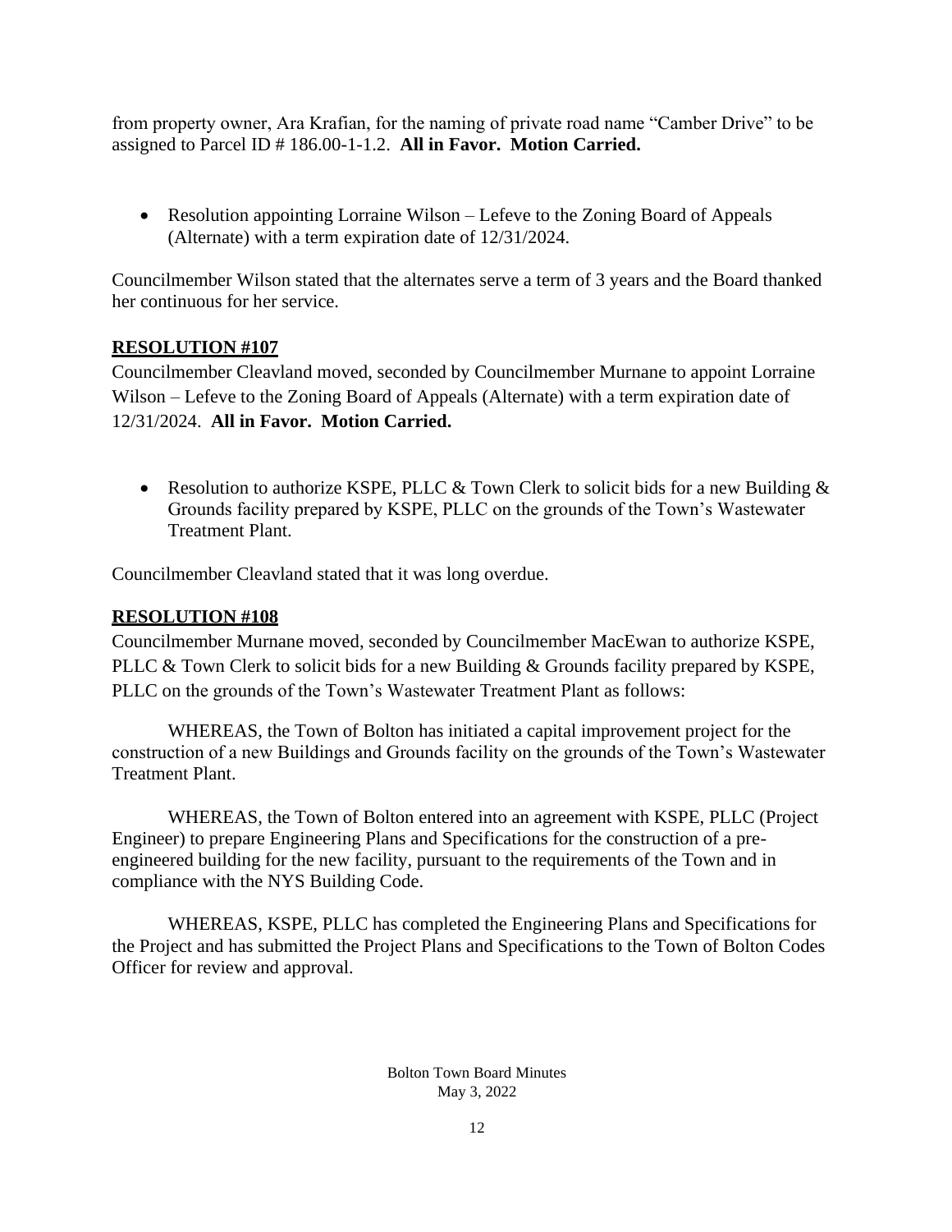from property owner, Ara Krafian, for the naming of private road name "Camber Drive" to be assigned to Parcel ID # 186.00-1-1.2. **All in Favor. Motion Carried.**

- Resolution appointing Lorraine Wilson – Lefeve to the Zoning Board of Appeals (Alternate) with a term expiration date of 12/31/2024.

Councilmember Wilson stated that the alternates serve a term of 3 years and the Board thanked her continuous for her service.

**RESOLUTION #107**

Councilmember Cleavland moved, seconded by Councilmember Murnane to appoint Lorraine Wilson – Lefeve to the Zoning Board of Appeals (Alternate) with a term expiration date of 12/31/2024. **All in Favor. Motion Carried.**

- Resolution to authorize KSPE, PLLC & Town Clerk to solicit bids for a new Building & Grounds facility prepared by KSPE, PLLC on the grounds of the Town's Wastewater Treatment Plant.

Councilmember Cleavland stated that it was long overdue.

**RESOLUTION #108**

Councilmember Murnane moved, seconded by Councilmember MacEwan to authorize KSPE, PLLC & Town Clerk to solicit bids for a new Building & Grounds facility prepared by KSPE, PLLC on the grounds of the Town's Wastewater Treatment Plant as follows:

WHEREAS, the Town of Bolton has initiated a capital improvement project for the construction of a new Buildings and Grounds facility on the grounds of the Town's Wastewater Treatment Plant.

WHEREAS, the Town of Bolton entered into an agreement with KSPE, PLLC (Project Engineer) to prepare Engineering Plans and Specifications for the construction of a pre-engineered building for the new facility, pursuant to the requirements of the Town and in compliance with the NYS Building Code.

WHEREAS, KSPE, PLLC has completed the Engineering Plans and Specifications for the Project and has submitted the Project Plans and Specifications to the Town of Bolton Codes Officer for review and approval.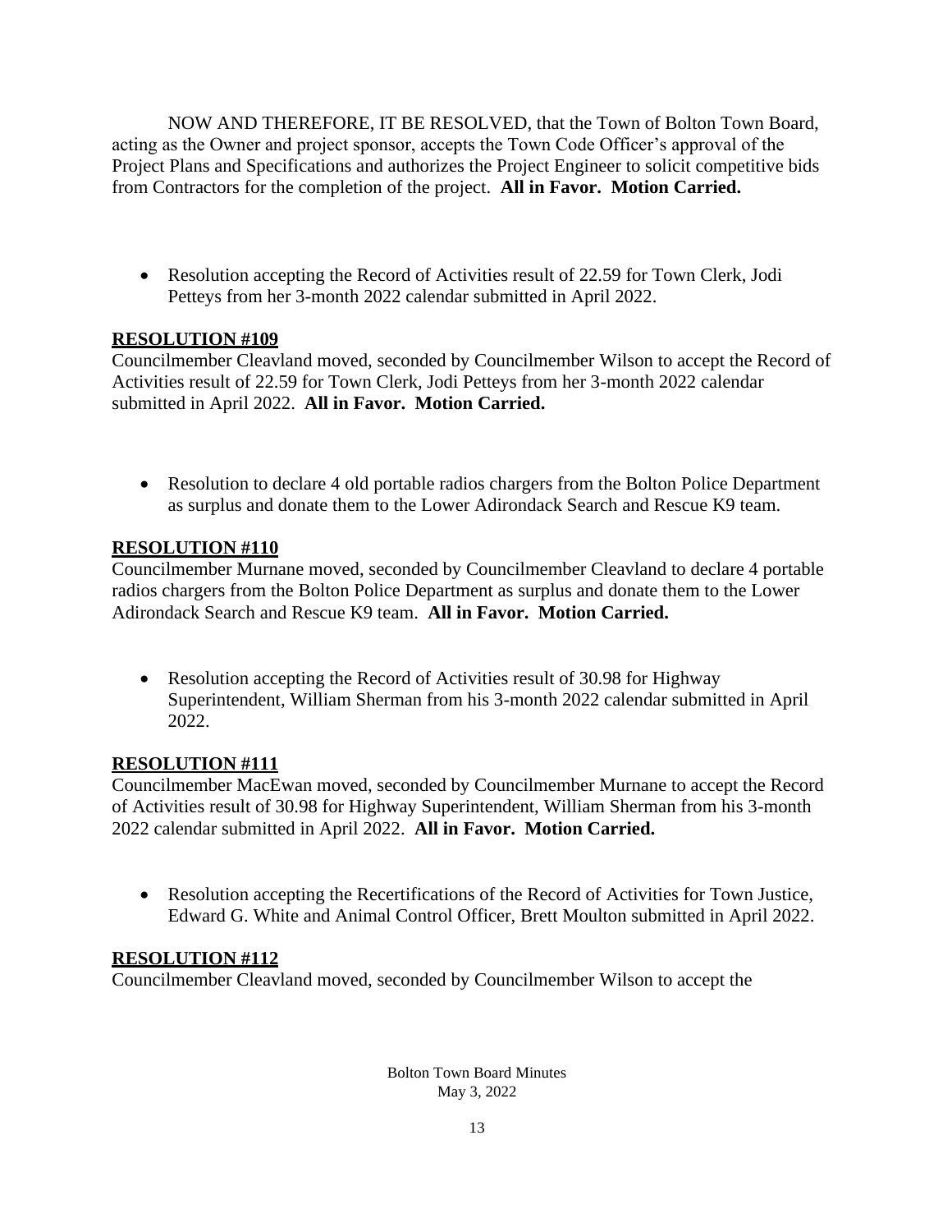NOW AND THEREFORE, IT BE RESOLVED, that the Town of Bolton Town Board, acting as the Owner and project sponsor, accepts the Town Code Officer's approval of the Project Plans and Specifications and authorizes the Project Engineer to solicit competitive bids from Contractors for the completion of the project. **All in Favor. Motion Carried.**

- Resolution accepting the Record of Activities result of 22.59 for Town Clerk, Jodi Petteys from her 3-month 2022 calendar submitted in April 2022.

**RESOLUTION #109**

Councilmember Cleavland moved, seconded by Councilmember Wilson to accept the Record of Activities result of 22.59 for Town Clerk, Jodi Petteys from her 3-month 2022 calendar submitted in April 2022. **All in Favor. Motion Carried.**

- Resolution to declare 4 old portable radios chargers from the Bolton Police Department as surplus and donate them to the Lower Adirondack Search and Rescue K9 team.

**RESOLUTION #110**

Councilmember Murnane moved, seconded by Councilmember Cleavland to declare 4 portable radios chargers from the Bolton Police Department as surplus and donate them to the Lower Adirondack Search and Rescue K9 team. **All in Favor. Motion Carried.**

- Resolution accepting the Record of Activities result of 30.98 for Highway Superintendent, William Sherman from his 3-month 2022 calendar submitted in April 2022.

**RESOLUTION #111**

Councilmember MacEwan moved, seconded by Councilmember Murnane to accept the Record of Activities result of 30.98 for Highway Superintendent, William Sherman from his 3-month 2022 calendar submitted in April 2022. **All in Favor. Motion Carried.**

- Resolution accepting the Recertifications of the Record of Activities for Town Justice, Edward G. White and Animal Control Officer, Brett Moulton submitted in April 2022.

**RESOLUTION #112**

Councilmember Cleavland moved, seconded by Councilmember Wilson to accept the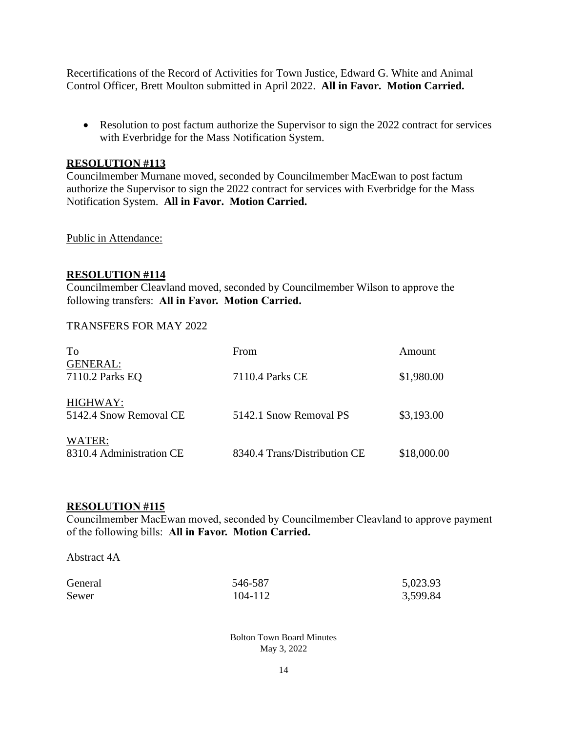Recertifications of the Record of Activities for Town Justice, Edward G. White and Animal Control Officer, Brett Moulton submitted in April 2022. **All in Favor. Motion Carried.**

- Resolution to post factum authorize the Supervisor to sign the 2022 contract for services with Everbridge for the Mass Notification System.

**RESOLUTION #113**

Councilmember Murnane moved, seconded by Councilmember MacEwan to post factum authorize the Supervisor to sign the 2022 contract for services with Everbridge for the Mass Notification System. **All in Favor. Motion Carried.**

Public in Attendance:

**RESOLUTION #114**

Councilmember Cleavland moved, seconded by Councilmember Wilson to approve the following transfers: **All in Favor. Motion Carried.**

TRANSFERS FOR MAY 2022

| To | From | Amount |
|---|---|---|
| GENERAL: | | |
| 7110.2 Parks EQ | 7110.4 Parks CE | \$1,980.00 |
| HIGHWAY: | | |
| 5142.4 Snow Removal CE | 5142.1 Snow Removal PS | \$3,193.00 |
| WATER: | | |
| 8310.4 Administration CE | 8340.4 Trans/Distribution CE | \$18,000.00 |

**RESOLUTION #115**

Councilmember MacEwan moved, seconded by Councilmember Cleavland to approve payment of the following bills: **All in Favor. Motion Carried.**

Abstract 4A

| | | |
|---|---|---|
| General | 546-587 | 5,023.93 |
| Sewer | 104-112 | 3,599.84 |

Bolton Town Board Minutes
May 3, 2022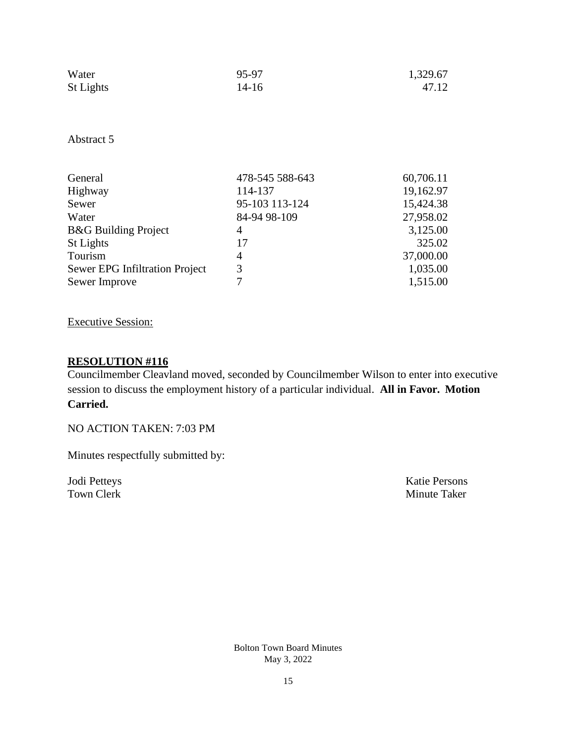| | | |
|---|---|---|
| Water | 95-97 | 1,329.67 |
| St Lights | 14-16 | 47.12 |

Abstract 5

| | | |
|---|---|---|
| General | 478-545 588-643 | 60,706.11 |
| Highway | 114-137 | 19,162.97 |
| Sewer | 95-103 113-124 | 15,424.38 |
| Water | 84-94 98-109 | 27,958.02 |
| B&G Building Project | 4 | 3,125.00 |
| St Lights | 17 | 325.02 |
| Tourism | 4 | 37,000.00 |
| Sewer EPG Infiltration Project | 3 | 1,035.00 |
| Sewer Improve | 7 | 1,515.00 |

Executive Session:

**RESOLUTION #116**

Councilmember Cleavland moved, seconded by Councilmember Wilson to enter into executive session to discuss the employment history of a particular individual. **All in Favor. Motion Carried.**

NO ACTION TAKEN: 7:03 PM

Minutes respectfully submitted by:

Jodi Petteys
Town Clerk

Katie Persons
Minute Taker